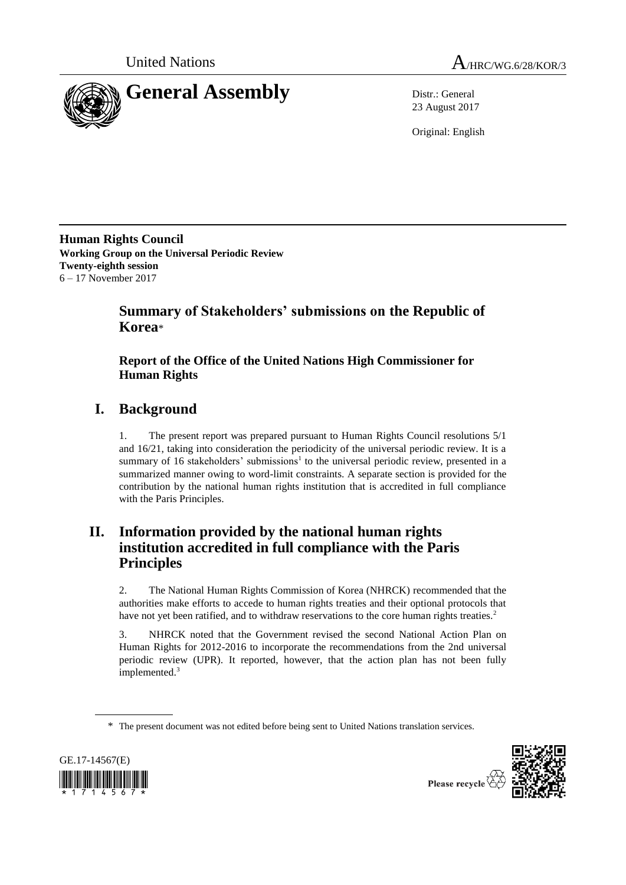United Nations

A/HRC/WG.6/28/KOR/3

# General Assembly

Distr.: General
23 August 2017

Original: English

**Human Rights Council**
**Working Group on the Universal Periodic Review**
**Twenty-eighth session**
6 – 17 November 2017

## Summary of Stakeholders' submissions on the Republic of Korea*

### Report of the Office of the United Nations High Commissioner for Human Rights

## I. Background

1. The present report was prepared pursuant to Human Rights Council resolutions 5/1 and 16/21, taking into consideration the periodicity of the universal periodic review. It is a summary of 16 stakeholders' submissions[1] to the universal periodic review, presented in a summarized manner owing to word-limit constraints. A separate section is provided for the contribution by the national human rights institution that is accredited in full compliance with the Paris Principles.

## II. Information provided by the national human rights institution accredited in full compliance with the Paris Principles

2. The National Human Rights Commission of Korea (NHRCK) recommended that the authorities make efforts to accede to human rights treaties and their optional protocols that have not yet been ratified, and to withdraw reservations to the core human rights treaties.[2]

3. NHRCK noted that the Government revised the second National Action Plan on Human Rights for 2012-2016 to incorporate the recommendations from the 2nd universal periodic review (UPR). It reported, however, that the action plan has not been fully implemented.[3]

\* The present document was not edited before being sent to United Nations translation services.

GE.17-14567(E)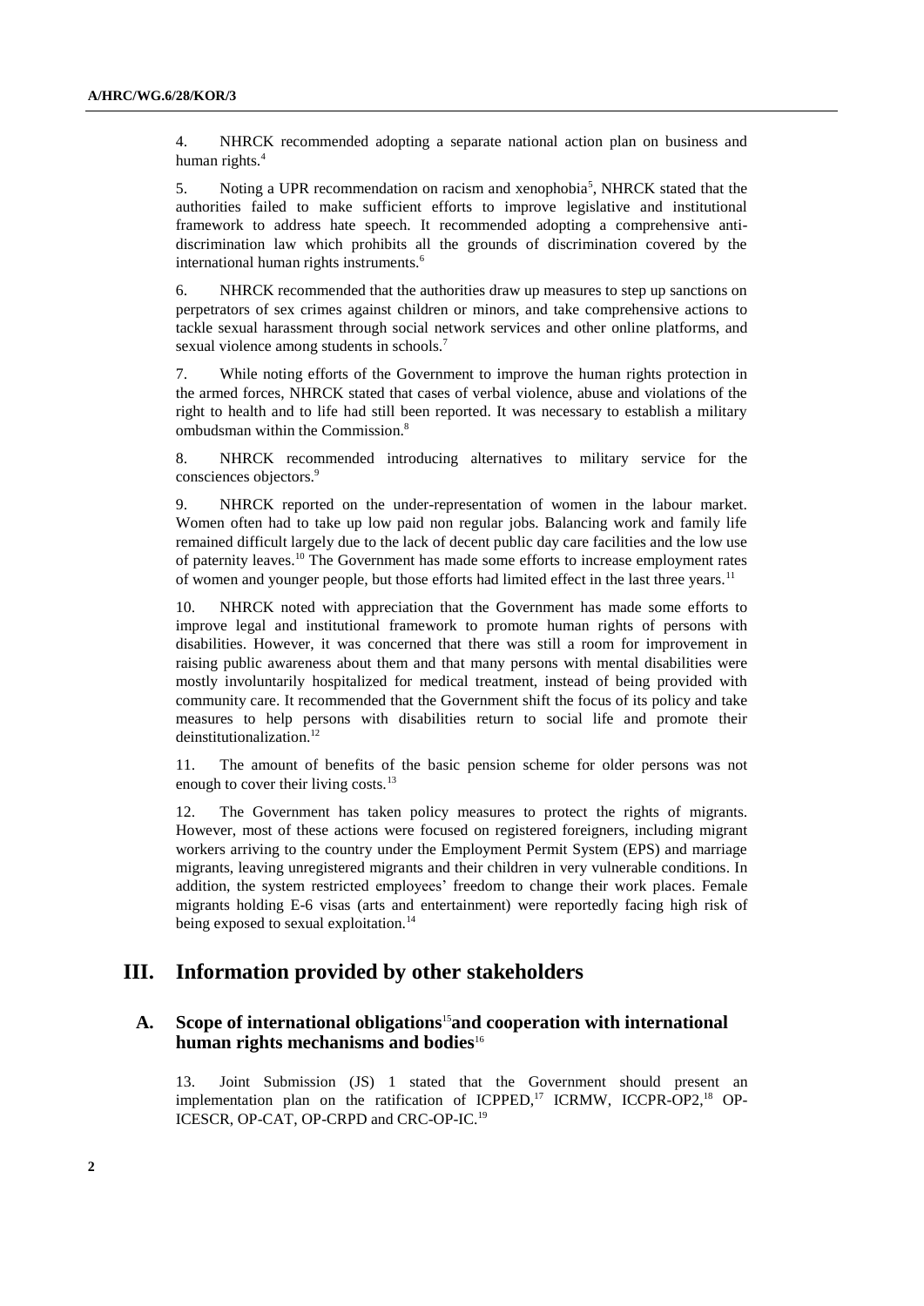4. NHRCK recommended adopting a separate national action plan on business and human rights.[4]

5. Noting a UPR recommendation on racism and xenophobia[5], NHRCK stated that the authorities failed to make sufficient efforts to improve legislative and institutional framework to address hate speech. It recommended adopting a comprehensive anti-discrimination law which prohibits all the grounds of discrimination covered by the international human rights instruments.[6]

6. NHRCK recommended that the authorities draw up measures to step up sanctions on perpetrators of sex crimes against children or minors, and take comprehensive actions to tackle sexual harassment through social network services and other online platforms, and sexual violence among students in schools.[7]

7. While noting efforts of the Government to improve the human rights protection in the armed forces, NHRCK stated that cases of verbal violence, abuse and violations of the right to health and to life had still been reported. It was necessary to establish a military ombudsman within the Commission.[8]

8. NHRCK recommended introducing alternatives to military service for the consciences objectors.[9]

9. NHRCK reported on the under-representation of women in the labour market. Women often had to take up low paid non regular jobs. Balancing work and family life remained difficult largely due to the lack of decent public day care facilities and the low use of paternity leaves.[10] The Government has made some efforts to increase employment rates of women and younger people, but those efforts had limited effect in the last three years.[11]

10. NHRCK noted with appreciation that the Government has made some efforts to improve legal and institutional framework to promote human rights of persons with disabilities. However, it was concerned that there was still a room for improvement in raising public awareness about them and that many persons with mental disabilities were mostly involuntarily hospitalized for medical treatment, instead of being provided with community care. It recommended that the Government shift the focus of its policy and take measures to help persons with disabilities return to social life and promote their deinstitutionalization.[12]

11. The amount of benefits of the basic pension scheme for older persons was not enough to cover their living costs.[13]

12. The Government has taken policy measures to protect the rights of migrants. However, most of these actions were focused on registered foreigners, including migrant workers arriving to the country under the Employment Permit System (EPS) and marriage migrants, leaving unregistered migrants and their children in very vulnerable conditions. In addition, the system restricted employees' freedom to change their work places. Female migrants holding E-6 visas (arts and entertainment) were reportedly facing high risk of being exposed to sexual exploitation.[14]

## III. Information provided by other stakeholders

### A. Scope of international obligations[15] and cooperation with international human rights mechanisms and bodies[16]

13. Joint Submission (JS) 1 stated that the Government should present an implementation plan on the ratification of ICPPED,[17] ICRMW, ICCPR-OP2,[18] OP-ICESCR, OP-CAT, OP-CRPD and CRC-OP-IC.[19]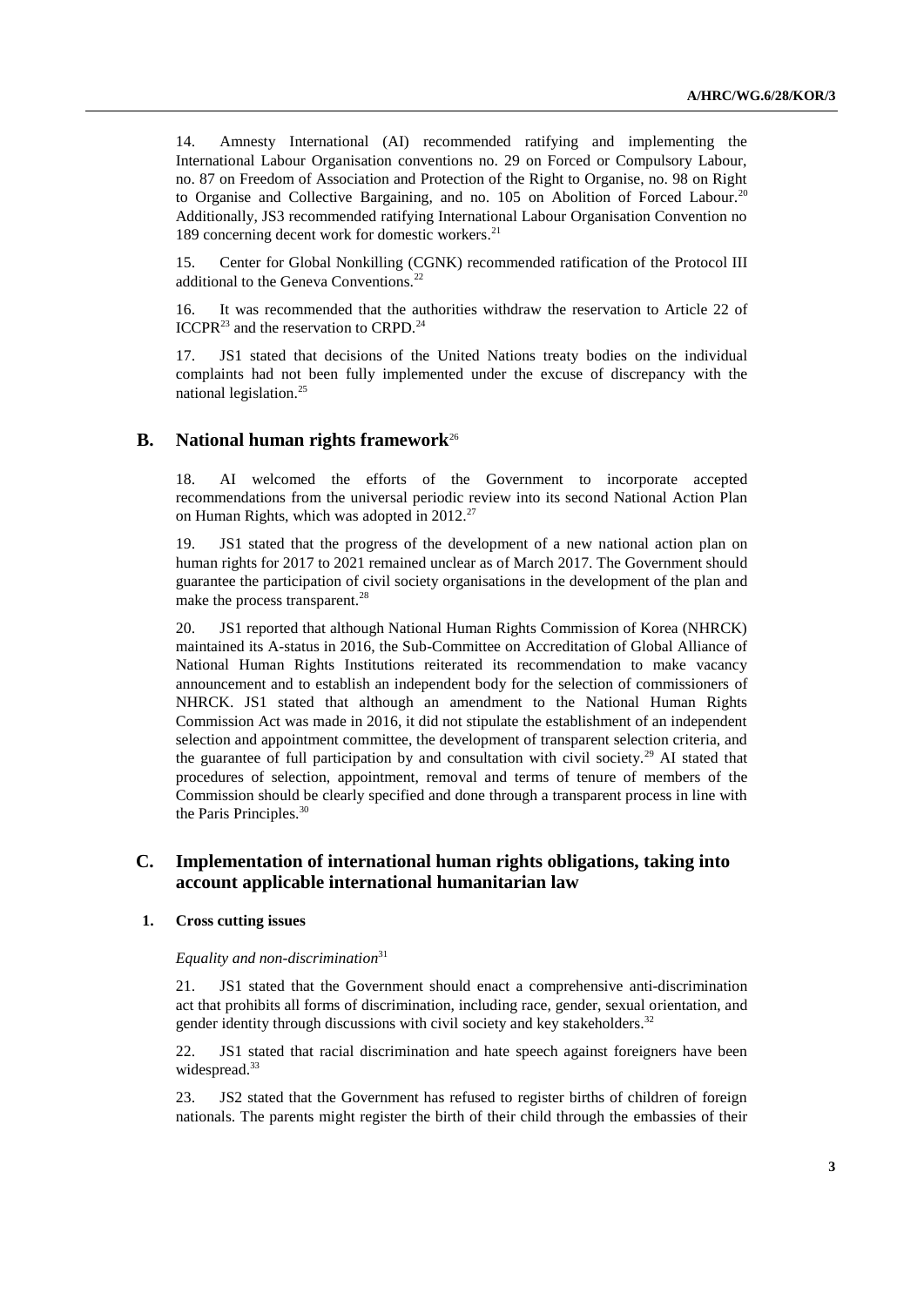14. Amnesty International (AI) recommended ratifying and implementing the International Labour Organisation conventions no. 29 on Forced or Compulsory Labour, no. 87 on Freedom of Association and Protection of the Right to Organise, no. 98 on Right to Organise and Collective Bargaining, and no. 105 on Abolition of Forced Labour.[20] Additionally, JS3 recommended ratifying International Labour Organisation Convention no 189 concerning decent work for domestic workers.[21]

15. Center for Global Nonkilling (CGNK) recommended ratification of the Protocol III additional to the Geneva Conventions.[22]

16. It was recommended that the authorities withdraw the reservation to Article 22 of ICCPR[23] and the reservation to CRPD.[24]

17. JS1 stated that decisions of the United Nations treaty bodies on the individual complaints had not been fully implemented under the excuse of discrepancy with the national legislation.[25]

## B. National human rights framework[26]

18. AI welcomed the efforts of the Government to incorporate accepted recommendations from the universal periodic review into its second National Action Plan on Human Rights, which was adopted in 2012.[27]

19. JS1 stated that the progress of the development of a new national action plan on human rights for 2017 to 2021 remained unclear as of March 2017. The Government should guarantee the participation of civil society organisations in the development of the plan and make the process transparent.[28]

20. JS1 reported that although National Human Rights Commission of Korea (NHRCK) maintained its A-status in 2016, the Sub-Committee on Accreditation of Global Alliance of National Human Rights Institutions reiterated its recommendation to make vacancy announcement and to establish an independent body for the selection of commissioners of NHRCK. JS1 stated that although an amendment to the National Human Rights Commission Act was made in 2016, it did not stipulate the establishment of an independent selection and appointment committee, the development of transparent selection criteria, and the guarantee of full participation by and consultation with civil society.[29] AI stated that procedures of selection, appointment, removal and terms of tenure of members of the Commission should be clearly specified and done through a transparent process in line with the Paris Principles.[30]

## C. Implementation of international human rights obligations, taking into account applicable international humanitarian law

### 1. Cross cutting issues

*Equality and non-discrimination*[31]

21. JS1 stated that the Government should enact a comprehensive anti-discrimination act that prohibits all forms of discrimination, including race, gender, sexual orientation, and gender identity through discussions with civil society and key stakeholders.[32]

22. JS1 stated that racial discrimination and hate speech against foreigners have been widespread.[33]

23. JS2 stated that the Government has refused to register births of children of foreign nationals. The parents might register the birth of their child through the embassies of their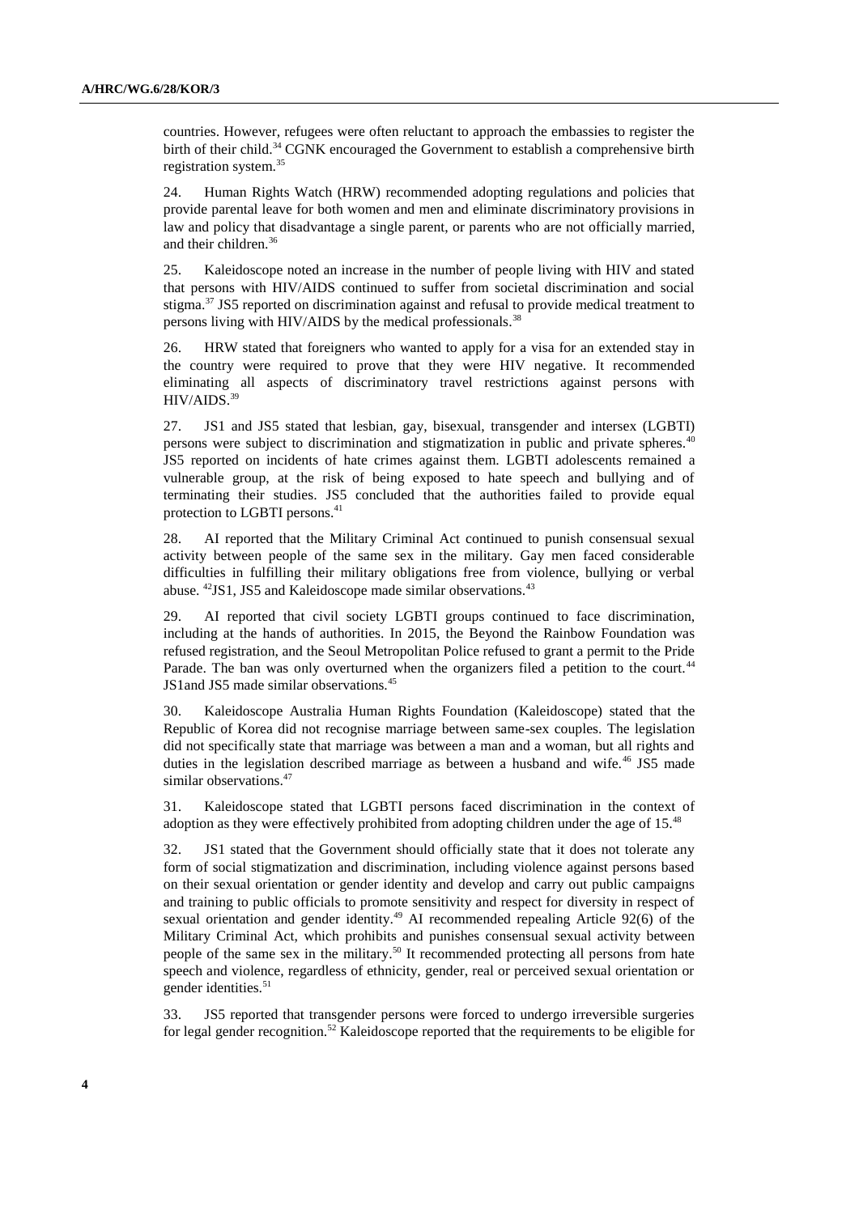countries. However, refugees were often reluctant to approach the embassies to register the birth of their child.[34] CGNK encouraged the Government to establish a comprehensive birth registration system.[35]

24. Human Rights Watch (HRW) recommended adopting regulations and policies that provide parental leave for both women and men and eliminate discriminatory provisions in law and policy that disadvantage a single parent, or parents who are not officially married, and their children.[36]

25. Kaleidoscope noted an increase in the number of people living with HIV and stated that persons with HIV/AIDS continued to suffer from societal discrimination and social stigma.[37] JS5 reported on discrimination against and refusal to provide medical treatment to persons living with HIV/AIDS by the medical professionals.[38]

26. HRW stated that foreigners who wanted to apply for a visa for an extended stay in the country were required to prove that they were HIV negative. It recommended eliminating all aspects of discriminatory travel restrictions against persons with HIV/AIDS.[39]

27. JS1 and JS5 stated that lesbian, gay, bisexual, transgender and intersex (LGBTI) persons were subject to discrimination and stigmatization in public and private spheres.[40] JS5 reported on incidents of hate crimes against them. LGBTI adolescents remained a vulnerable group, at the risk of being exposed to hate speech and bullying and of terminating their studies. JS5 concluded that the authorities failed to provide equal protection to LGBTI persons.[41]

28. AI reported that the Military Criminal Act continued to punish consensual sexual activity between people of the same sex in the military. Gay men faced considerable difficulties in fulfilling their military obligations free from violence, bullying or verbal abuse. [42]JS1, JS5 and Kaleidoscope made similar observations.[43]

29. AI reported that civil society LGBTI groups continued to face discrimination, including at the hands of authorities. In 2015, the Beyond the Rainbow Foundation was refused registration, and the Seoul Metropolitan Police refused to grant a permit to the Pride Parade. The ban was only overturned when the organizers filed a petition to the court.[44] JS1and JS5 made similar observations.[45]

30. Kaleidoscope Australia Human Rights Foundation (Kaleidoscope) stated that the Republic of Korea did not recognise marriage between same-sex couples. The legislation did not specifically state that marriage was between a man and a woman, but all rights and duties in the legislation described marriage as between a husband and wife.[46] JS5 made similar observations.[47]

31. Kaleidoscope stated that LGBTI persons faced discrimination in the context of adoption as they were effectively prohibited from adopting children under the age of 15.[48]

32. JS1 stated that the Government should officially state that it does not tolerate any form of social stigmatization and discrimination, including violence against persons based on their sexual orientation or gender identity and develop and carry out public campaigns and training to public officials to promote sensitivity and respect for diversity in respect of sexual orientation and gender identity.[49] AI recommended repealing Article 92(6) of the Military Criminal Act, which prohibits and punishes consensual sexual activity between people of the same sex in the military.[50] It recommended protecting all persons from hate speech and violence, regardless of ethnicity, gender, real or perceived sexual orientation or gender identities.[51]

33. JS5 reported that transgender persons were forced to undergo irreversible surgeries for legal gender recognition.[52] Kaleidoscope reported that the requirements to be eligible for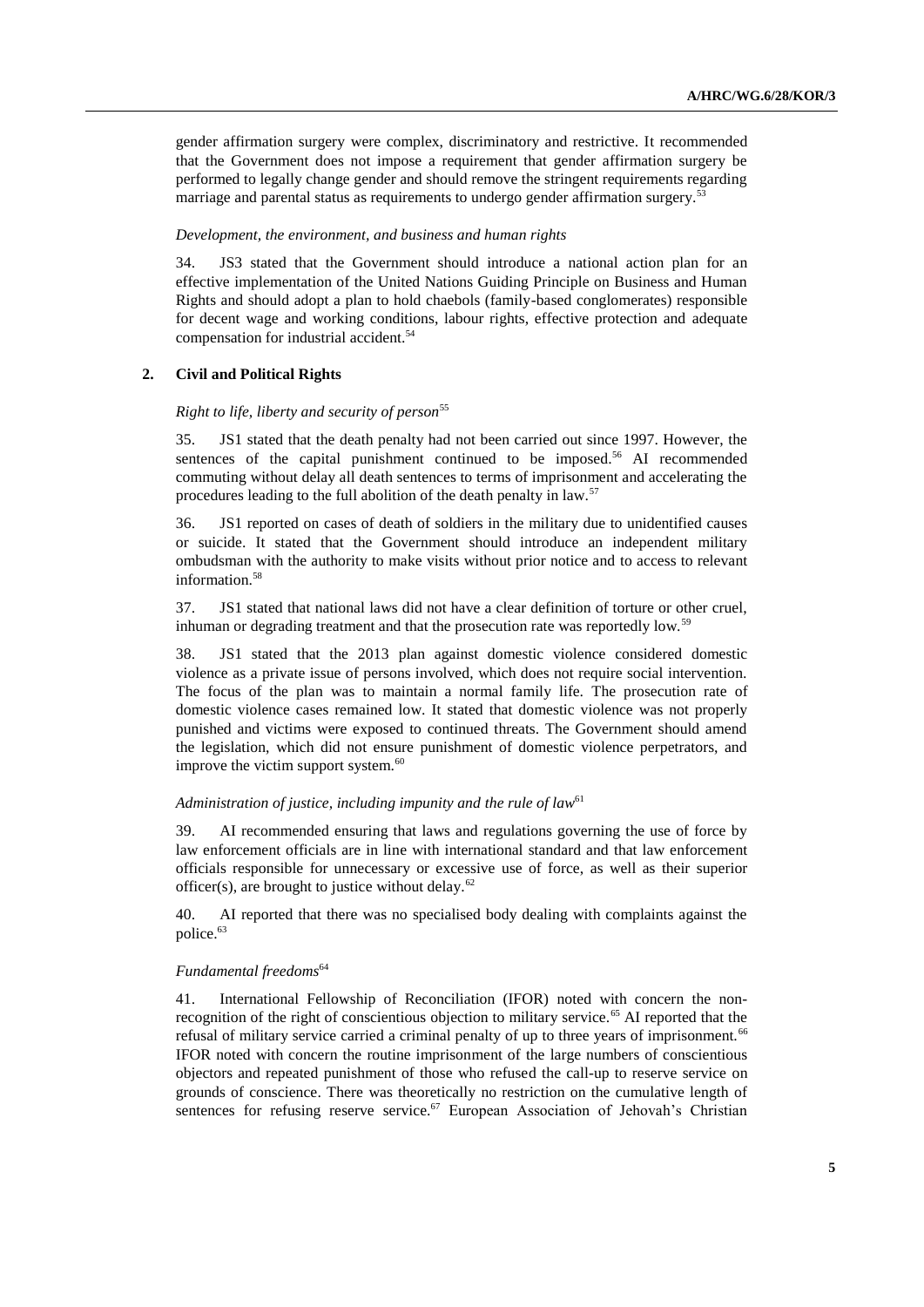gender affirmation surgery were complex, discriminatory and restrictive. It recommended that the Government does not impose a requirement that gender affirmation surgery be performed to legally change gender and should remove the stringent requirements regarding marriage and parental status as requirements to undergo gender affirmation surgery.[53]

*Development, the environment, and business and human rights*

34. JS3 stated that the Government should introduce a national action plan for an effective implementation of the United Nations Guiding Principle on Business and Human Rights and should adopt a plan to hold chaebols (family-based conglomerates) responsible for decent wage and working conditions, labour rights, effective protection and adequate compensation for industrial accident.[54]

## 2. Civil and Political Rights

*Right to life, liberty and security of person*[55]

35. JS1 stated that the death penalty had not been carried out since 1997. However, the sentences of the capital punishment continued to be imposed.[56] AI recommended commuting without delay all death sentences to terms of imprisonment and accelerating the procedures leading to the full abolition of the death penalty in law.[57]

36. JS1 reported on cases of death of soldiers in the military due to unidentified causes or suicide. It stated that the Government should introduce an independent military ombudsman with the authority to make visits without prior notice and to access to relevant information.[58]

37. JS1 stated that national laws did not have a clear definition of torture or other cruel, inhuman or degrading treatment and that the prosecution rate was reportedly low.[59]

38. JS1 stated that the 2013 plan against domestic violence considered domestic violence as a private issue of persons involved, which does not require social intervention. The focus of the plan was to maintain a normal family life. The prosecution rate of domestic violence cases remained low. It stated that domestic violence was not properly punished and victims were exposed to continued threats. The Government should amend the legislation, which did not ensure punishment of domestic violence perpetrators, and improve the victim support system.[60]

*Administration of justice, including impunity and the rule of law*[61]

39. AI recommended ensuring that laws and regulations governing the use of force by law enforcement officials are in line with international standard and that law enforcement officials responsible for unnecessary or excessive use of force, as well as their superior officer(s), are brought to justice without delay.[62]

40. AI reported that there was no specialised body dealing with complaints against the police.[63]

*Fundamental freedoms*[64]

41. International Fellowship of Reconciliation (IFOR) noted with concern the non-recognition of the right of conscientious objection to military service.[65] AI reported that the refusal of military service carried a criminal penalty of up to three years of imprisonment.[66] IFOR noted with concern the routine imprisonment of the large numbers of conscientious objectors and repeated punishment of those who refused the call-up to reserve service on grounds of conscience. There was theoretically no restriction on the cumulative length of sentences for refusing reserve service.[67] European Association of Jehovah's Christian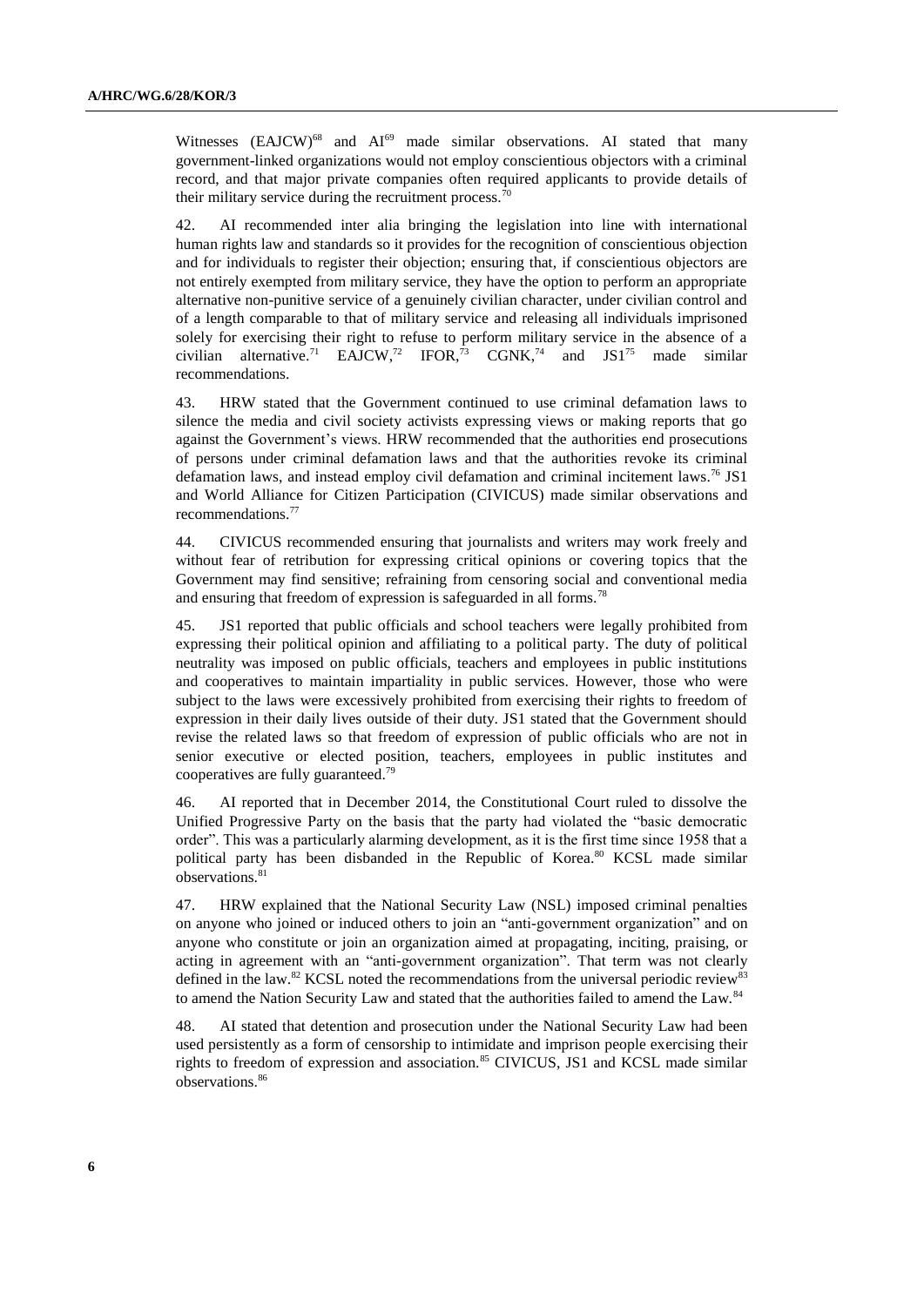Witnesses (EAJCW)[68] and AI[69] made similar observations. AI stated that many government-linked organizations would not employ conscientious objectors with a criminal record, and that major private companies often required applicants to provide details of their military service during the recruitment process.[70]

42. AI recommended inter alia bringing the legislation into line with international human rights law and standards so it provides for the recognition of conscientious objection and for individuals to register their objection; ensuring that, if conscientious objectors are not entirely exempted from military service, they have the option to perform an appropriate alternative non-punitive service of a genuinely civilian character, under civilian control and of a length comparable to that of military service and releasing all individuals imprisoned solely for exercising their right to refuse to perform military service in the absence of a civilian alternative.[71] EAJCW,[72] IFOR,[73] CGNK,[74] and JS1[75] made similar recommendations.

43. HRW stated that the Government continued to use criminal defamation laws to silence the media and civil society activists expressing views or making reports that go against the Government's views. HRW recommended that the authorities end prosecutions of persons under criminal defamation laws and that the authorities revoke its criminal defamation laws, and instead employ civil defamation and criminal incitement laws.[76] JS1 and World Alliance for Citizen Participation (CIVICUS) made similar observations and recommendations.[77]

44. CIVICUS recommended ensuring that journalists and writers may work freely and without fear of retribution for expressing critical opinions or covering topics that the Government may find sensitive; refraining from censoring social and conventional media and ensuring that freedom of expression is safeguarded in all forms.[78]

45. JS1 reported that public officials and school teachers were legally prohibited from expressing their political opinion and affiliating to a political party. The duty of political neutrality was imposed on public officials, teachers and employees in public institutions and cooperatives to maintain impartiality in public services. However, those who were subject to the laws were excessively prohibited from exercising their rights to freedom of expression in their daily lives outside of their duty. JS1 stated that the Government should revise the related laws so that freedom of expression of public officials who are not in senior executive or elected position, teachers, employees in public institutes and cooperatives are fully guaranteed.[79]

46. AI reported that in December 2014, the Constitutional Court ruled to dissolve the Unified Progressive Party on the basis that the party had violated the "basic democratic order". This was a particularly alarming development, as it is the first time since 1958 that a political party has been disbanded in the Republic of Korea.[80] KCSL made similar observations.[81]

47. HRW explained that the National Security Law (NSL) imposed criminal penalties on anyone who joined or induced others to join an "anti-government organization" and on anyone who constitute or join an organization aimed at propagating, inciting, praising, or acting in agreement with an "anti-government organization". That term was not clearly defined in the law.[82] KCSL noted the recommendations from the universal periodic review[83] to amend the Nation Security Law and stated that the authorities failed to amend the Law.[84]

48. AI stated that detention and prosecution under the National Security Law had been used persistently as a form of censorship to intimidate and imprison people exercising their rights to freedom of expression and association.[85] CIVICUS, JS1 and KCSL made similar observations.[86]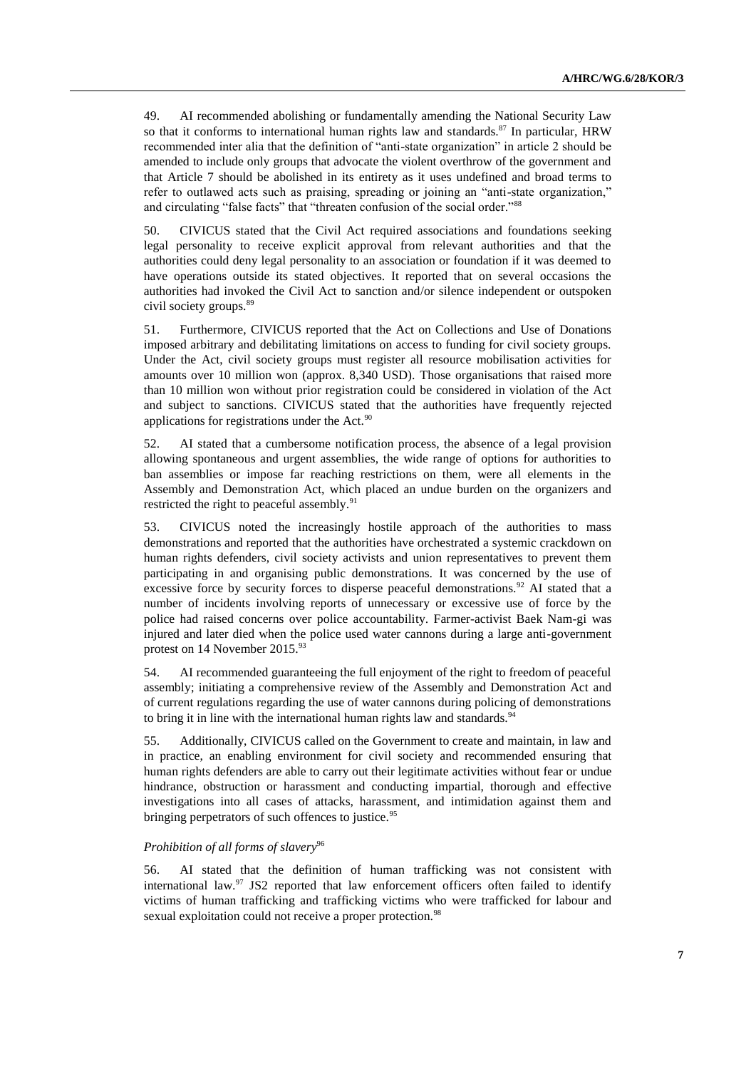49. AI recommended abolishing or fundamentally amending the National Security Law so that it conforms to international human rights law and standards.[87] In particular, HRW recommended inter alia that the definition of "anti-state organization" in article 2 should be amended to include only groups that advocate the violent overthrow of the government and that Article 7 should be abolished in its entirety as it uses undefined and broad terms to refer to outlawed acts such as praising, spreading or joining an "anti-state organization," and circulating "false facts" that "threaten confusion of the social order."[88]

50. CIVICUS stated that the Civil Act required associations and foundations seeking legal personality to receive explicit approval from relevant authorities and that the authorities could deny legal personality to an association or foundation if it was deemed to have operations outside its stated objectives. It reported that on several occasions the authorities had invoked the Civil Act to sanction and/or silence independent or outspoken civil society groups.[89]

51. Furthermore, CIVICUS reported that the Act on Collections and Use of Donations imposed arbitrary and debilitating limitations on access to funding for civil society groups. Under the Act, civil society groups must register all resource mobilisation activities for amounts over 10 million won (approx. 8,340 USD). Those organisations that raised more than 10 million won without prior registration could be considered in violation of the Act and subject to sanctions. CIVICUS stated that the authorities have frequently rejected applications for registrations under the Act.[90]

52. AI stated that a cumbersome notification process, the absence of a legal provision allowing spontaneous and urgent assemblies, the wide range of options for authorities to ban assemblies or impose far reaching restrictions on them, were all elements in the Assembly and Demonstration Act, which placed an undue burden on the organizers and restricted the right to peaceful assembly.[91]

53. CIVICUS noted the increasingly hostile approach of the authorities to mass demonstrations and reported that the authorities have orchestrated a systemic crackdown on human rights defenders, civil society activists and union representatives to prevent them participating in and organising public demonstrations. It was concerned by the use of excessive force by security forces to disperse peaceful demonstrations.[92] AI stated that a number of incidents involving reports of unnecessary or excessive use of force by the police had raised concerns over police accountability. Farmer-activist Baek Nam-gi was injured and later died when the police used water cannons during a large anti-government protest on 14 November 2015.[93]

54. AI recommended guaranteeing the full enjoyment of the right to freedom of peaceful assembly; initiating a comprehensive review of the Assembly and Demonstration Act and of current regulations regarding the use of water cannons during policing of demonstrations to bring it in line with the international human rights law and standards.[94]

55. Additionally, CIVICUS called on the Government to create and maintain, in law and in practice, an enabling environment for civil society and recommended ensuring that human rights defenders are able to carry out their legitimate activities without fear or undue hindrance, obstruction or harassment and conducting impartial, thorough and effective investigations into all cases of attacks, harassment, and intimidation against them and bringing perpetrators of such offences to justice.[95]

*Prohibition of all forms of slavery*[96]

56. AI stated that the definition of human trafficking was not consistent with international law.[97] JS2 reported that law enforcement officers often failed to identify victims of human trafficking and trafficking victims who were trafficked for labour and sexual exploitation could not receive a proper protection.[98]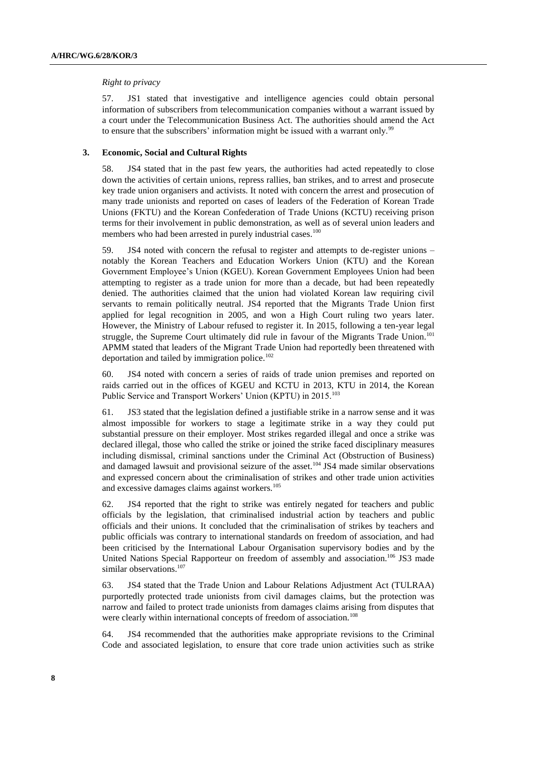*Right to privacy*

57. JS1 stated that investigative and intelligence agencies could obtain personal information of subscribers from telecommunication companies without a warrant issued by a court under the Telecommunication Business Act. The authorities should amend the Act to ensure that the subscribers' information might be issued with a warrant only.[99]

### 3. Economic, Social and Cultural Rights

58. JS4 stated that in the past few years, the authorities had acted repeatedly to close down the activities of certain unions, repress rallies, ban strikes, and to arrest and prosecute key trade union organisers and activists. It noted with concern the arrest and prosecution of many trade unionists and reported on cases of leaders of the Federation of Korean Trade Unions (FKTU) and the Korean Confederation of Trade Unions (KCTU) receiving prison terms for their involvement in public demonstration, as well as of several union leaders and members who had been arrested in purely industrial cases.[100]

59. JS4 noted with concern the refusal to register and attempts to de-register unions – notably the Korean Teachers and Education Workers Union (KTU) and the Korean Government Employee's Union (KGEU). Korean Government Employees Union had been attempting to register as a trade union for more than a decade, but had been repeatedly denied. The authorities claimed that the union had violated Korean law requiring civil servants to remain politically neutral. JS4 reported that the Migrants Trade Union first applied for legal recognition in 2005, and won a High Court ruling two years later. However, the Ministry of Labour refused to register it. In 2015, following a ten-year legal struggle, the Supreme Court ultimately did rule in favour of the Migrants Trade Union.[101] APMM stated that leaders of the Migrant Trade Union had reportedly been threatened with deportation and tailed by immigration police.[102]

60. JS4 noted with concern a series of raids of trade union premises and reported on raids carried out in the offices of KGEU and KCTU in 2013, KTU in 2014, the Korean Public Service and Transport Workers' Union (KPTU) in 2015.[103]

61. JS3 stated that the legislation defined a justifiable strike in a narrow sense and it was almost impossible for workers to stage a legitimate strike in a way they could put substantial pressure on their employer. Most strikes regarded illegal and once a strike was declared illegal, those who called the strike or joined the strike faced disciplinary measures including dismissal, criminal sanctions under the Criminal Act (Obstruction of Business) and damaged lawsuit and provisional seizure of the asset.[104] JS4 made similar observations and expressed concern about the criminalisation of strikes and other trade union activities and excessive damages claims against workers.[105]

62. JS4 reported that the right to strike was entirely negated for teachers and public officials by the legislation, that criminalised industrial action by teachers and public officials and their unions. It concluded that the criminalisation of strikes by teachers and public officials was contrary to international standards on freedom of association, and had been criticised by the International Labour Organisation supervisory bodies and by the United Nations Special Rapporteur on freedom of assembly and association.[106] JS3 made similar observations.[107]

63. JS4 stated that the Trade Union and Labour Relations Adjustment Act (TULRAA) purportedly protected trade unionists from civil damages claims, but the protection was narrow and failed to protect trade unionists from damages claims arising from disputes that were clearly within international concepts of freedom of association.[108]

64. JS4 recommended that the authorities make appropriate revisions to the Criminal Code and associated legislation, to ensure that core trade union activities such as strike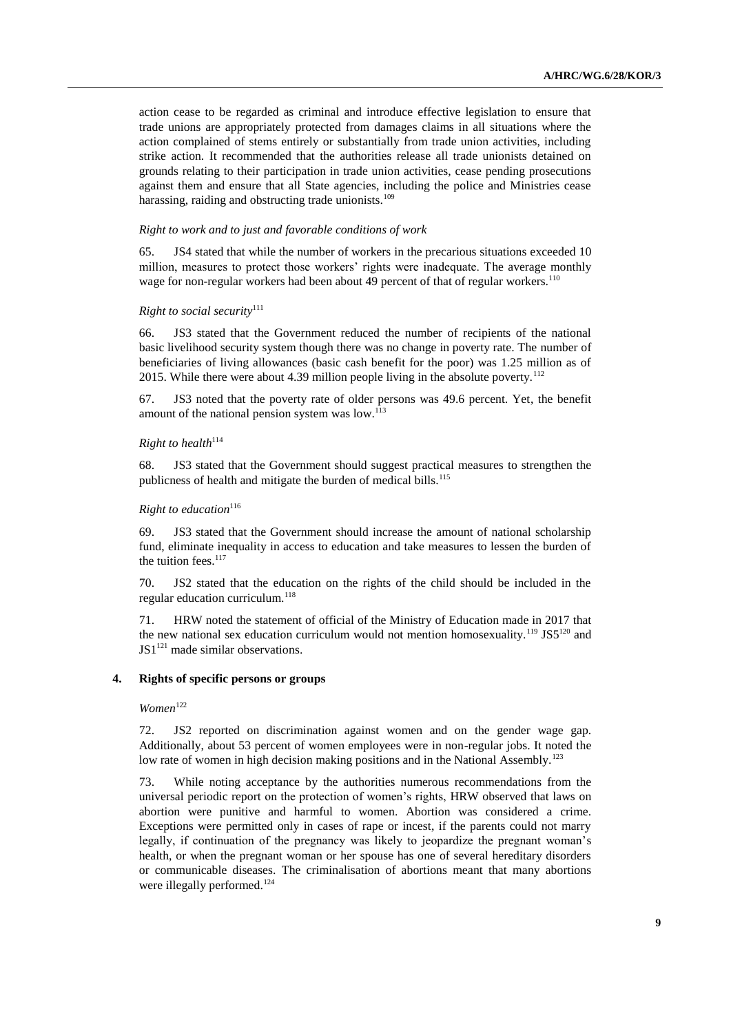action cease to be regarded as criminal and introduce effective legislation to ensure that trade unions are appropriately protected from damages claims in all situations where the action complained of stems entirely or substantially from trade union activities, including strike action. It recommended that the authorities release all trade unionists detained on grounds relating to their participation in trade union activities, cease pending prosecutions against them and ensure that all State agencies, including the police and Ministries cease harassing, raiding and obstructing trade unionists.[109]

*Right to work and to just and favorable conditions of work*

65. JS4 stated that while the number of workers in the precarious situations exceeded 10 million, measures to protect those workers' rights were inadequate. The average monthly wage for non-regular workers had been about 49 percent of that of regular workers.[110]

*Right to social security*[111]

66. JS3 stated that the Government reduced the number of recipients of the national basic livelihood security system though there was no change in poverty rate. The number of beneficiaries of living allowances (basic cash benefit for the poor) was 1.25 million as of 2015. While there were about 4.39 million people living in the absolute poverty.[112]

67. JS3 noted that the poverty rate of older persons was 49.6 percent. Yet, the benefit amount of the national pension system was low.[113]

*Right to health*[114]

68. JS3 stated that the Government should suggest practical measures to strengthen the publicness of health and mitigate the burden of medical bills.[115]

*Right to education*[116]

69. JS3 stated that the Government should increase the amount of national scholarship fund, eliminate inequality in access to education and take measures to lessen the burden of the tuition fees.[117]

70. JS2 stated that the education on the rights of the child should be included in the regular education curriculum.[118]

71. HRW noted the statement of official of the Ministry of Education made in 2017 that the new national sex education curriculum would not mention homosexuality.[119] JS5[120] and JS1[121] made similar observations.

#### 4. Rights of specific persons or groups

*Women*[122]

72. JS2 reported on discrimination against women and on the gender wage gap. Additionally, about 53 percent of women employees were in non-regular jobs. It noted the low rate of women in high decision making positions and in the National Assembly.[123]

73. While noting acceptance by the authorities numerous recommendations from the universal periodic report on the protection of women's rights, HRW observed that laws on abortion were punitive and harmful to women. Abortion was considered a crime. Exceptions were permitted only in cases of rape or incest, if the parents could not marry legally, if continuation of the pregnancy was likely to jeopardize the pregnant woman's health, or when the pregnant woman or her spouse has one of several hereditary disorders or communicable diseases. The criminalisation of abortions meant that many abortions were illegally performed.[124]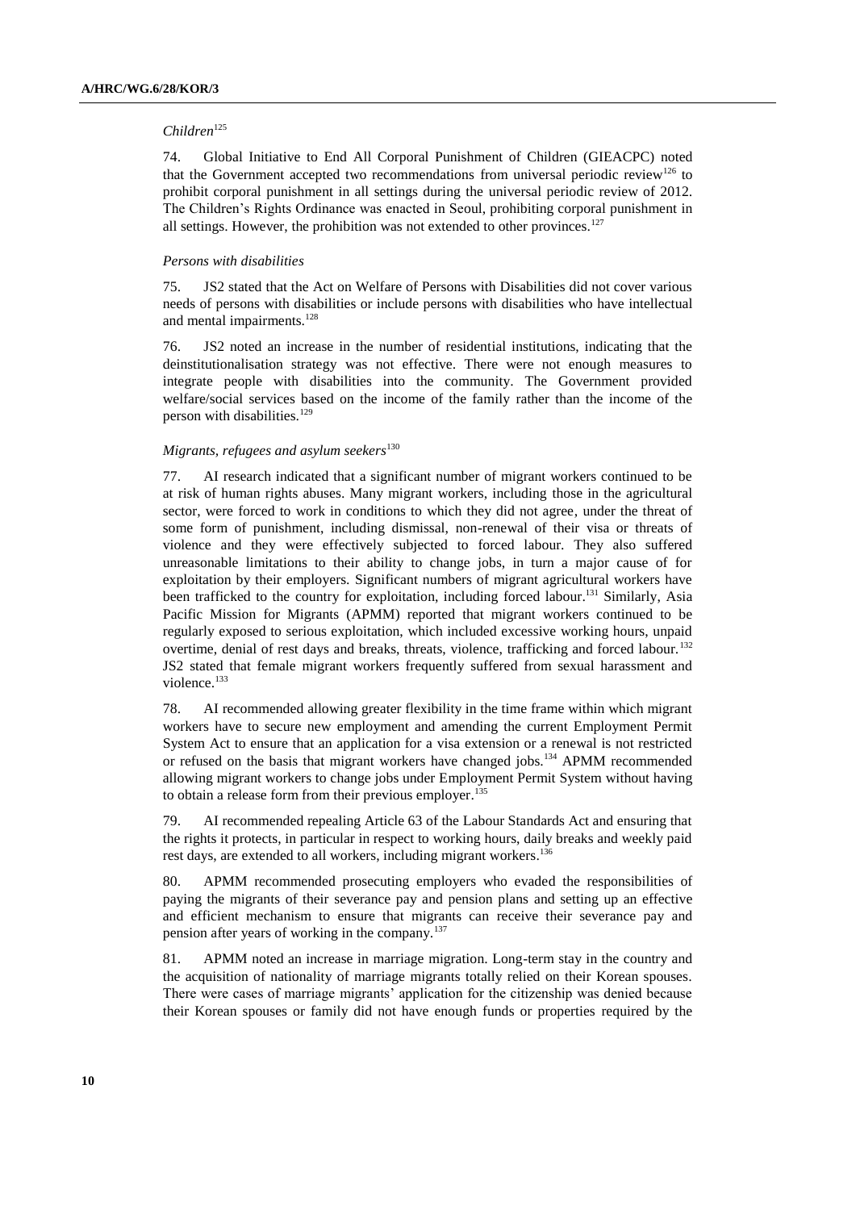*Children*[125]

74. Global Initiative to End All Corporal Punishment of Children (GIEACPC) noted that the Government accepted two recommendations from universal periodic review[126] to prohibit corporal punishment in all settings during the universal periodic review of 2012. The Children's Rights Ordinance was enacted in Seoul, prohibiting corporal punishment in all settings. However, the prohibition was not extended to other provinces.[127]

*Persons with disabilities*

75. JS2 stated that the Act on Welfare of Persons with Disabilities did not cover various needs of persons with disabilities or include persons with disabilities who have intellectual and mental impairments.[128]

76. JS2 noted an increase in the number of residential institutions, indicating that the deinstitutionalisation strategy was not effective. There were not enough measures to integrate people with disabilities into the community. The Government provided welfare/social services based on the income of the family rather than the income of the person with disabilities.[129]

*Migrants, refugees and asylum seekers*[130]

77. AI research indicated that a significant number of migrant workers continued to be at risk of human rights abuses. Many migrant workers, including those in the agricultural sector, were forced to work in conditions to which they did not agree, under the threat of some form of punishment, including dismissal, non-renewal of their visa or threats of violence and they were effectively subjected to forced labour. They also suffered unreasonable limitations to their ability to change jobs, in turn a major cause of for exploitation by their employers. Significant numbers of migrant agricultural workers have been trafficked to the country for exploitation, including forced labour.[131] Similarly, Asia Pacific Mission for Migrants (APMM) reported that migrant workers continued to be regularly exposed to serious exploitation, which included excessive working hours, unpaid overtime, denial of rest days and breaks, threats, violence, trafficking and forced labour.[132] JS2 stated that female migrant workers frequently suffered from sexual harassment and violence.[133]

78. AI recommended allowing greater flexibility in the time frame within which migrant workers have to secure new employment and amending the current Employment Permit System Act to ensure that an application for a visa extension or a renewal is not restricted or refused on the basis that migrant workers have changed jobs.[134] APMM recommended allowing migrant workers to change jobs under Employment Permit System without having to obtain a release form from their previous employer.[135]

79. AI recommended repealing Article 63 of the Labour Standards Act and ensuring that the rights it protects, in particular in respect to working hours, daily breaks and weekly paid rest days, are extended to all workers, including migrant workers.[136]

80. APMM recommended prosecuting employers who evaded the responsibilities of paying the migrants of their severance pay and pension plans and setting up an effective and efficient mechanism to ensure that migrants can receive their severance pay and pension after years of working in the company.[137]

81. APMM noted an increase in marriage migration. Long-term stay in the country and the acquisition of nationality of marriage migrants totally relied on their Korean spouses. There were cases of marriage migrants' application for the citizenship was denied because their Korean spouses or family did not have enough funds or properties required by the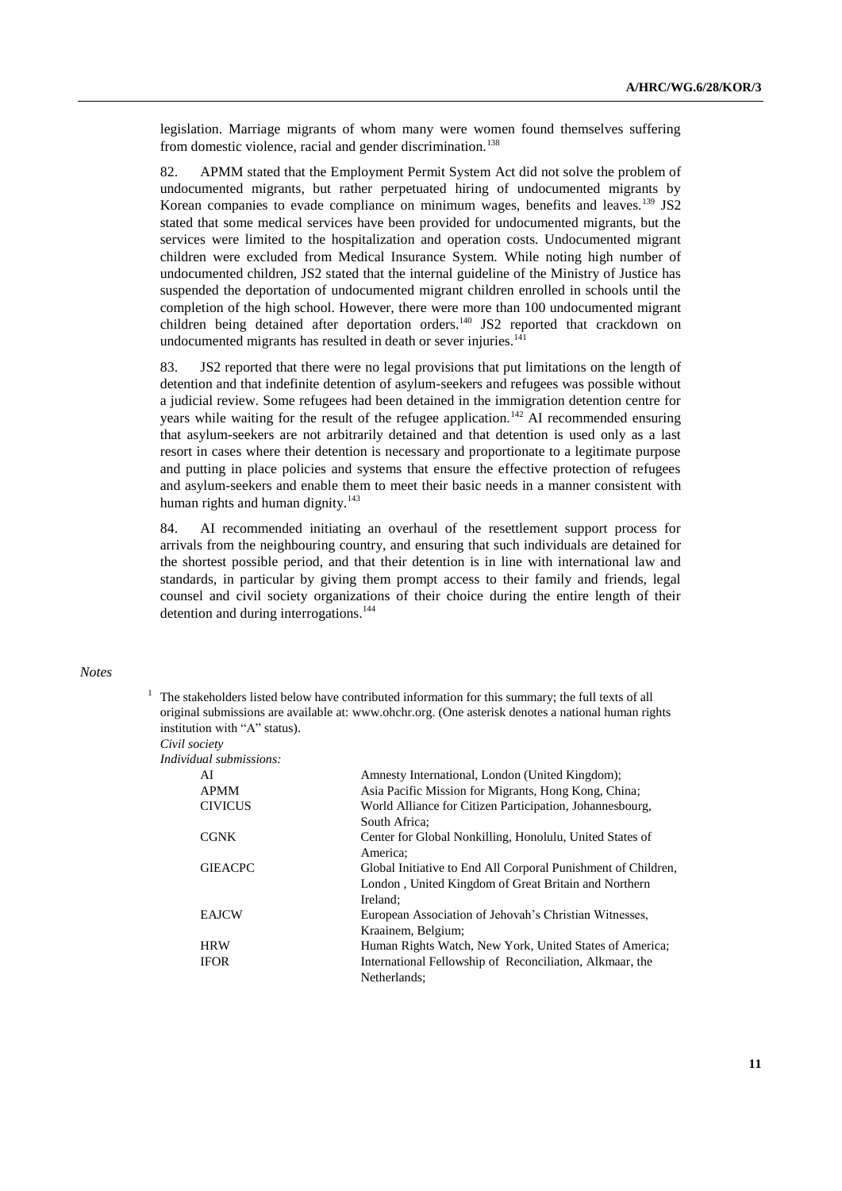legislation. Marriage migrants of whom many were women found themselves suffering from domestic violence, racial and gender discrimination.[138]

82. APMM stated that the Employment Permit System Act did not solve the problem of undocumented migrants, but rather perpetuated hiring of undocumented migrants by Korean companies to evade compliance on minimum wages, benefits and leaves.[139] JS2 stated that some medical services have been provided for undocumented migrants, but the services were limited to the hospitalization and operation costs. Undocumented migrant children were excluded from Medical Insurance System. While noting high number of undocumented children, JS2 stated that the internal guideline of the Ministry of Justice has suspended the deportation of undocumented migrant children enrolled in schools until the completion of the high school. However, there were more than 100 undocumented migrant children being detained after deportation orders.[140] JS2 reported that crackdown on undocumented migrants has resulted in death or sever injuries.[141]

83. JS2 reported that there were no legal provisions that put limitations on the length of detention and that indefinite detention of asylum-seekers and refugees was possible without a judicial review. Some refugees had been detained in the immigration detention centre for years while waiting for the result of the refugee application.[142] AI recommended ensuring that asylum-seekers are not arbitrarily detained and that detention is used only as a last resort in cases where their detention is necessary and proportionate to a legitimate purpose and putting in place policies and systems that ensure the effective protection of refugees and asylum-seekers and enable them to meet their basic needs in a manner consistent with human rights and human dignity.[143]

84. AI recommended initiating an overhaul of the resettlement support process for arrivals from the neighbouring country, and ensuring that such individuals are detained for the shortest possible period, and that their detention is in line with international law and standards, in particular by giving them prompt access to their family and friends, legal counsel and civil society organizations of their choice during the entire length of their detention and during interrogations.[144]

*Notes*

[1] The stakeholders listed below have contributed information for this summary; the full texts of all original submissions are available at: www.ohchr.org. (One asterisk denotes a national human rights institution with "A" status).

*Civil society*

*Individual submissions:*

| | |
|---|---|
| AI | Amnesty International, London (United Kingdom); |
| APMM | Asia Pacific Mission for Migrants, Hong Kong, China; |
| CIVICUS | World Alliance for Citizen Participation, Johannesbourg, South Africa; |
| CGNK | Center for Global Nonkilling, Honolulu, United States of America; |
| GIEACPC | Global Initiative to End All Corporal Punishment of Children, London , United Kingdom of Great Britain and Northern Ireland; |
| EAJCW | European Association of Jehovah's Christian Witnesses, Kraainem, Belgium; |
| HRW | Human Rights Watch, New York, United States of America; |
| IFOR | International Fellowship of Reconciliation, Alkmaar, the Netherlands; |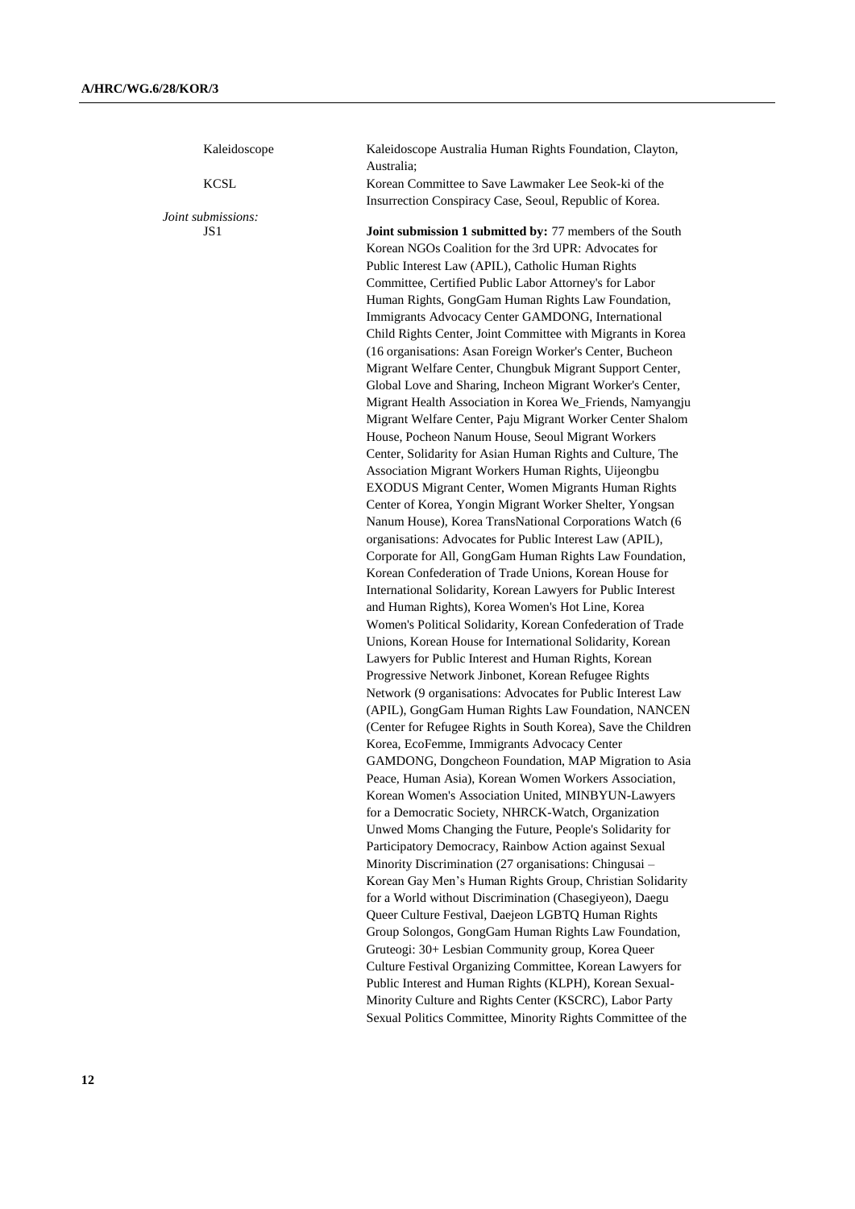Kaleidoscope Kaleidoscope Australia Human Rights Foundation, Clayton, Australia;

KCSL Korean Committee to Save Lawmaker Lee Seok-ki of the Insurrection Conspiracy Case, Seoul, Republic of Korea.

*Joint submissions:*

JS1 **Joint submission 1 submitted by:** 77 members of the South Korean NGOs Coalition for the 3rd UPR: Advocates for Public Interest Law (APIL), Catholic Human Rights Committee, Certified Public Labor Attorney's for Labor Human Rights, GongGam Human Rights Law Foundation, Immigrants Advocacy Center GAMDONG, International Child Rights Center, Joint Committee with Migrants in Korea (16 organisations: Asan Foreign Worker's Center, Bucheon Migrant Welfare Center, Chungbuk Migrant Support Center, Global Love and Sharing, Incheon Migrant Worker's Center, Migrant Health Association in Korea We_Friends, Namyangju Migrant Welfare Center, Paju Migrant Worker Center Shalom House, Pocheon Nanum House, Seoul Migrant Workers Center, Solidarity for Asian Human Rights and Culture, The Association Migrant Workers Human Rights, Uijeongbu EXODUS Migrant Center, Women Migrants Human Rights Center of Korea, Yongin Migrant Worker Shelter, Yongsan Nanum House), Korea TransNational Corporations Watch (6 organisations: Advocates for Public Interest Law (APIL), Corporate for All, GongGam Human Rights Law Foundation, Korean Confederation of Trade Unions, Korean House for International Solidarity, Korean Lawyers for Public Interest and Human Rights), Korea Women's Hot Line, Korea Women's Political Solidarity, Korean Confederation of Trade Unions, Korean House for International Solidarity, Korean Lawyers for Public Interest and Human Rights, Korean Progressive Network Jinbonet, Korean Refugee Rights Network (9 organisations: Advocates for Public Interest Law (APIL), GongGam Human Rights Law Foundation, NANCEN (Center for Refugee Rights in South Korea), Save the Children Korea, EcoFemme, Immigrants Advocacy Center GAMDONG, Dongcheon Foundation, MAP Migration to Asia Peace, Human Asia), Korean Women Workers Association, Korean Women's Association United, MINBYUN-Lawyers for a Democratic Society, NHRCK-Watch, Organization Unwed Moms Changing the Future, People's Solidarity for Participatory Democracy, Rainbow Action against Sexual Minority Discrimination (27 organisations: Chingusai – Korean Gay Men's Human Rights Group, Christian Solidarity for a World without Discrimination (Chasegiyeon), Daegu Queer Culture Festival, Daejeon LGBTQ Human Rights Group Solongos, GongGam Human Rights Law Foundation, Gruteogi: 30+ Lesbian Community group, Korea Queer Culture Festival Organizing Committee, Korean Lawyers for Public Interest and Human Rights (KLPH), Korean Sexual-Minority Culture and Rights Center (KSCRC), Labor Party Sexual Politics Committee, Minority Rights Committee of the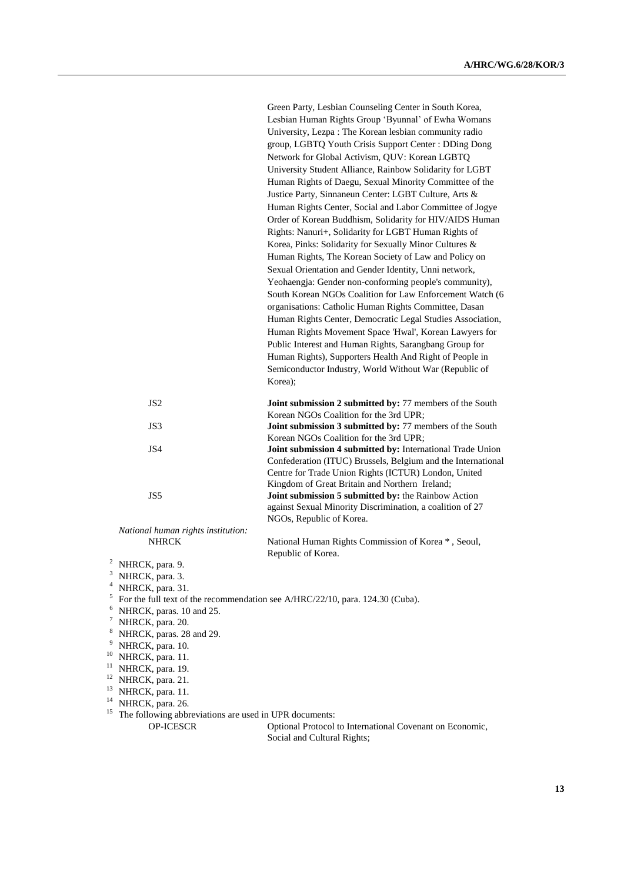Green Party, Lesbian Counseling Center in South Korea, Lesbian Human Rights Group 'Byunnal' of Ewha Womans University, Lezpa : The Korean lesbian community radio group, LGBTQ Youth Crisis Support Center : DDing Dong Network for Global Activism, QUV: Korean LGBTQ University Student Alliance, Rainbow Solidarity for LGBT Human Rights of Daegu, Sexual Minority Committee of the Justice Party, Sinnaneun Center: LGBT Culture, Arts & Human Rights Center, Social and Labor Committee of Jogye Order of Korean Buddhism, Solidarity for HIV/AIDS Human Rights: Nanuri+, Solidarity for LGBT Human Rights of Korea, Pinks: Solidarity for Sexually Minor Cultures & Human Rights, The Korean Society of Law and Policy on Sexual Orientation and Gender Identity, Unni network, Yeohaengja: Gender non-conforming people's community), South Korean NGOs Coalition for Law Enforcement Watch (6 organisations: Catholic Human Rights Committee, Dasan Human Rights Center, Democratic Legal Studies Association, Human Rights Movement Space 'Hwal', Korean Lawyers for Public Interest and Human Rights, Sarangbang Group for Human Rights), Supporters Health And Right of People in Semiconductor Industry, World Without War (Republic of Korea);

| | |
|---|---|
| JS2 | **Joint submission 2 submitted by:** 77 members of the South Korean NGOs Coalition for the 3rd UPR; |
| JS3 | **Joint submission 3 submitted by:** 77 members of the South Korean NGOs Coalition for the 3rd UPR; |
| JS4 | **Joint submission 4 submitted by:** International Trade Union Confederation (ITUC) Brussels, Belgium and the International Centre for Trade Union Rights (ICTUR) London, United Kingdom of Great Britain and Northern Ireland; |
| JS5 | **Joint submission 5 submitted by:** the Rainbow Action against Sexual Minority Discrimination, a coalition of 27 NGOs, Republic of Korea. |

*National human rights institution:*

| | |
|---|---|
| NHRCK | National Human Rights Commission of Korea \*, Seoul, Republic of Korea. |

[2] NHRCK, para. 9.

[3] NHRCK, para. 3.

[4] NHRCK, para. 31.

[5] For the full text of the recommendation see A/HRC/22/10, para. 124.30 (Cuba).

[6] NHRCK, paras. 10 and 25.

[7] NHRCK, para. 20.

[8] NHRCK, paras. 28 and 29.

[9] NHRCK, para. 10.

[10] NHRCK, para. 11.

[11] NHRCK, para. 19.

[12] NHRCK, para. 21.

[13] NHRCK, para. 11.

[14] NHRCK, para. 26.

[15] The following abbreviations are used in UPR documents:

| | |
|---|---|
| OP-ICESCR | Optional Protocol to International Covenant on Economic, Social and Cultural Rights; |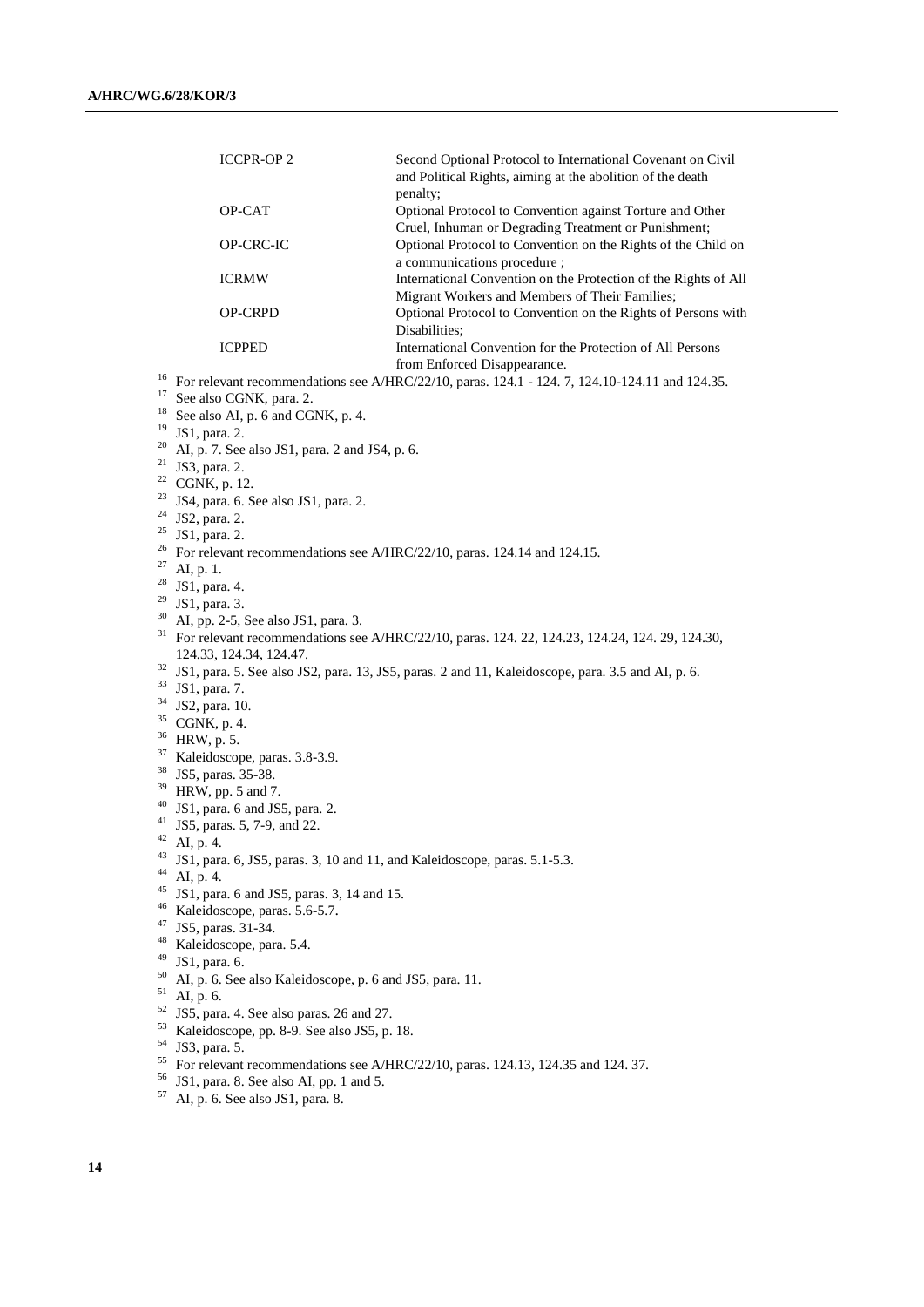| | |
|---|---|
| ICCPR-OP 2 | Second Optional Protocol to International Covenant on Civil and Political Rights, aiming at the abolition of the death penalty; |
| OP-CAT | Optional Protocol to Convention against Torture and Other Cruel, Inhuman or Degrading Treatment or Punishment; |
| OP-CRC-IC | Optional Protocol to Convention on the Rights of the Child on a communications procedure ; |
| ICRMW | International Convention on the Protection of the Rights of All Migrant Workers and Members of Their Families; |
| OP-CRPD | Optional Protocol to Convention on the Rights of Persons with Disabilities; |
| ICPPED | International Convention for the Protection of All Persons from Enforced Disappearance. |

[16] For relevant recommendations see A/HRC/22/10, paras. 124.1 - 124. 7, 124.10-124.11 and 124.35.

[17] See also CGNK, para. 2.

[18] See also AI, p. 6 and CGNK, p. 4.

[19] JS1, para. 2.

[20] AI, p. 7. See also JS1, para. 2 and JS4, p. 6.

[21] JS3, para. 2.

[22] CGNK, p. 12.

[23] JS4, para. 6. See also JS1, para. 2.

[24] JS2, para. 2.

[25] JS1, para. 2.

[26] For relevant recommendations see A/HRC/22/10, paras. 124.14 and 124.15.

[27] AI, p. 1.

[28] JS1, para. 4.

[29] JS1, para. 3.

[30] AI, pp. 2-5, See also JS1, para. 3.

[31] For relevant recommendations see A/HRC/22/10, paras. 124. 22, 124.23, 124.24, 124. 29, 124.30, 124.33, 124.34, 124.47.

[32] JS1, para. 5. See also JS2, para. 13, JS5, paras. 2 and 11, Kaleidoscope, para. 3.5 and AI, p. 6.

[33] JS1, para. 7.

[34] JS2, para. 10.

[35] CGNK, p. 4.

[36] HRW, p. 5.

[37] Kaleidoscope, paras. 3.8-3.9.

[38] JS5, paras. 35-38.

[39] HRW, pp. 5 and 7.

[40] JS1, para. 6 and JS5, para. 2.

[41] JS5, paras. 5, 7-9, and 22.

[42] AI, p. 4.

[43] JS1, para. 6, JS5, paras. 3, 10 and 11, and Kaleidoscope, paras. 5.1-5.3.

[44] AI, p. 4.

[45] JS1, para. 6 and JS5, paras. 3, 14 and 15.

[46] Kaleidoscope, paras. 5.6-5.7.

[47] JS5, paras. 31-34.

[48] Kaleidoscope, para. 5.4.

[49] JS1, para. 6.

[50] AI, p. 6. See also Kaleidoscope, p. 6 and JS5, para. 11.

[51] AI, p. 6.

[52] JS5, para. 4. See also paras. 26 and 27.

[53] Kaleidoscope, pp. 8-9. See also JS5, p. 18.

[54] JS3, para. 5.

[55] For relevant recommendations see A/HRC/22/10, paras. 124.13, 124.35 and 124. 37.

[56] JS1, para. 8. See also AI, pp. 1 and 5.

[57] AI, p. 6. See also JS1, para. 8.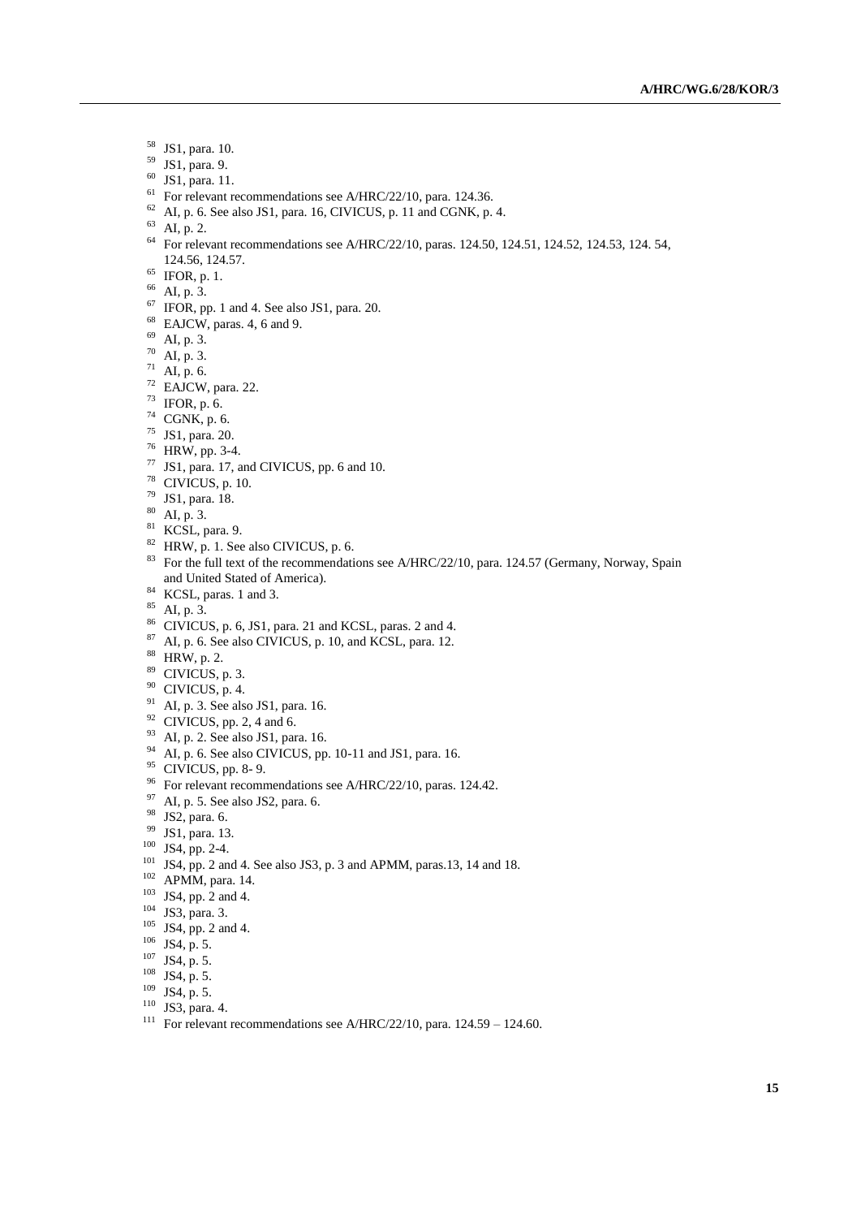[58] JS1, para. 10.

[59] JS1, para. 9.

[60] JS1, para. 11.

[61] For relevant recommendations see A/HRC/22/10, para. 124.36.

[62] AI, p. 6. See also JS1, para. 16, CIVICUS, p. 11 and CGNK, p. 4.

[63] AI, p. 2.

[64] For relevant recommendations see A/HRC/22/10, paras. 124.50, 124.51, 124.52, 124.53, 124. 54, 124.56, 124.57.

[65] IFOR, p. 1.

[66] AI, p. 3.

[67] IFOR, pp. 1 and 4. See also JS1, para. 20.

[68] EAJCW, paras. 4, 6 and 9.

[69] AI, p. 3.

[70] AI, p. 3.

[71] AI, p. 6.

[72] EAJCW, para. 22.

[73] IFOR, p. 6.

[74] CGNK, p. 6.

[75] JS1, para. 20.

[76] HRW, pp. 3-4.

[77] JS1, para. 17, and CIVICUS, pp. 6 and 10.

[78] CIVICUS, p. 10.

[79] JS1, para. 18.

[80] AI, p. 3.

[81] KCSL, para. 9.

[82] HRW, p. 1. See also CIVICUS, p. 6.

[83] For the full text of the recommendations see A/HRC/22/10, para. 124.57 (Germany, Norway, Spain and United Stated of America).

[84] KCSL, paras. 1 and 3.

[85] AI, p. 3.

[86] CIVICUS, p. 6, JS1, para. 21 and KCSL, paras. 2 and 4.

[87] AI, p. 6. See also CIVICUS, p. 10, and KCSL, para. 12.

[88] HRW, p. 2.

[89] CIVICUS, p. 3.

[90] CIVICUS, p. 4.

[91] AI, p. 3. See also JS1, para. 16.

[92] CIVICUS, pp. 2, 4 and 6.

[93] AI, p. 2. See also JS1, para. 16.

[94] AI, p. 6. See also CIVICUS, pp. 10-11 and JS1, para. 16.

[95] CIVICUS, pp. 8- 9.

[96] For relevant recommendations see A/HRC/22/10, paras. 124.42.

[97] AI, p. 5. See also JS2, para. 6.

[98] JS2, para. 6.

[99] JS1, para. 13.

[100] JS4, pp. 2-4.

[101] JS4, pp. 2 and 4. See also JS3, p. 3 and APMM, paras.13, 14 and 18.

[102] APMM, para. 14.

[103] JS4, pp. 2 and 4.

[104] JS3, para. 3.

[105] JS4, pp. 2 and 4.

[106] JS4, p. 5.

[107] JS4, p. 5.

[108] JS4, p. 5.

[109] JS4, p. 5.

[110] JS3, para. 4.

[111] For relevant recommendations see A/HRC/22/10, para. 124.59 – 124.60.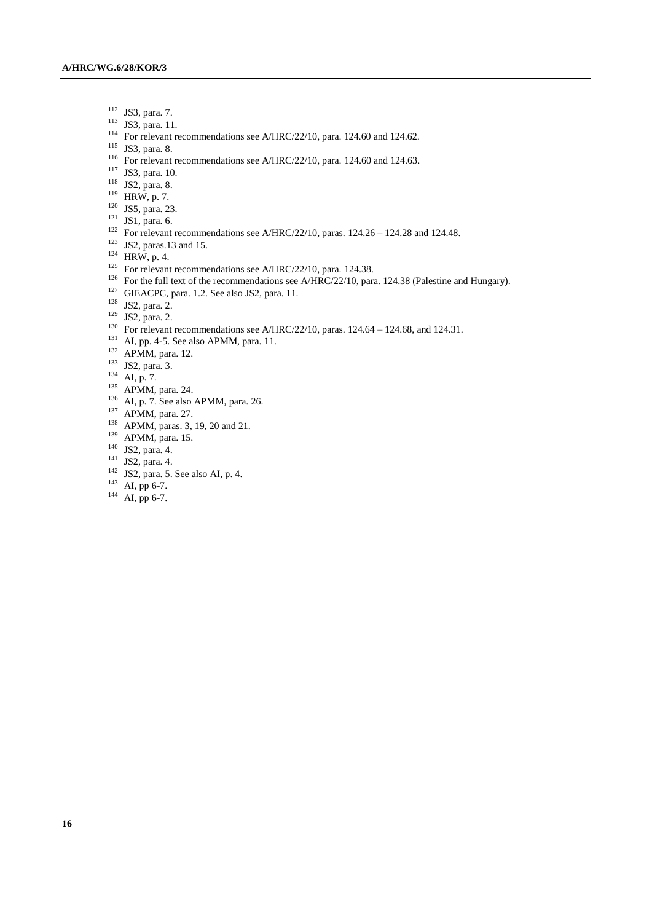[112] JS3, para. 7.
[113] JS3, para. 11.
[114] For relevant recommendations see A/HRC/22/10, para. 124.60 and 124.62.
[115] JS3, para. 8.
[116] For relevant recommendations see A/HRC/22/10, para. 124.60 and 124.63.
[117] JS3, para. 10.
[118] JS2, para. 8.
[119] HRW, p. 7.
[120] JS5, para. 23.
[121] JS1, para. 6.
[122] For relevant recommendations see A/HRC/22/10, paras. 124.26 – 124.28 and 124.48.
[123] JS2, paras.13 and 15.
[124] HRW, p. 4.
[125] For relevant recommendations see A/HRC/22/10, para. 124.38.
[126] For the full text of the recommendations see A/HRC/22/10, para. 124.38 (Palestine and Hungary).
[127] GIEACPC, para. 1.2. See also JS2, para. 11.
[128] JS2, para. 2.
[129] JS2, para. 2.
[130] For relevant recommendations see A/HRC/22/10, paras. 124.64 – 124.68, and 124.31.
[131] AI, pp. 4-5. See also APMM, para. 11.
[132] APMM, para. 12.
[133] JS2, para. 3.
[134] AI, p. 7.
[135] APMM, para. 24.
[136] AI, p. 7. See also APMM, para. 26.
[137] APMM, para. 27.
[138] APMM, paras. 3, 19, 20 and 21.
[139] APMM, para. 15.
[140] JS2, para. 4.
[141] JS2, para. 4.
[142] JS2, para. 5. See also AI, p. 4.
[143] AI, pp 6-7.
[144] AI, pp 6-7.